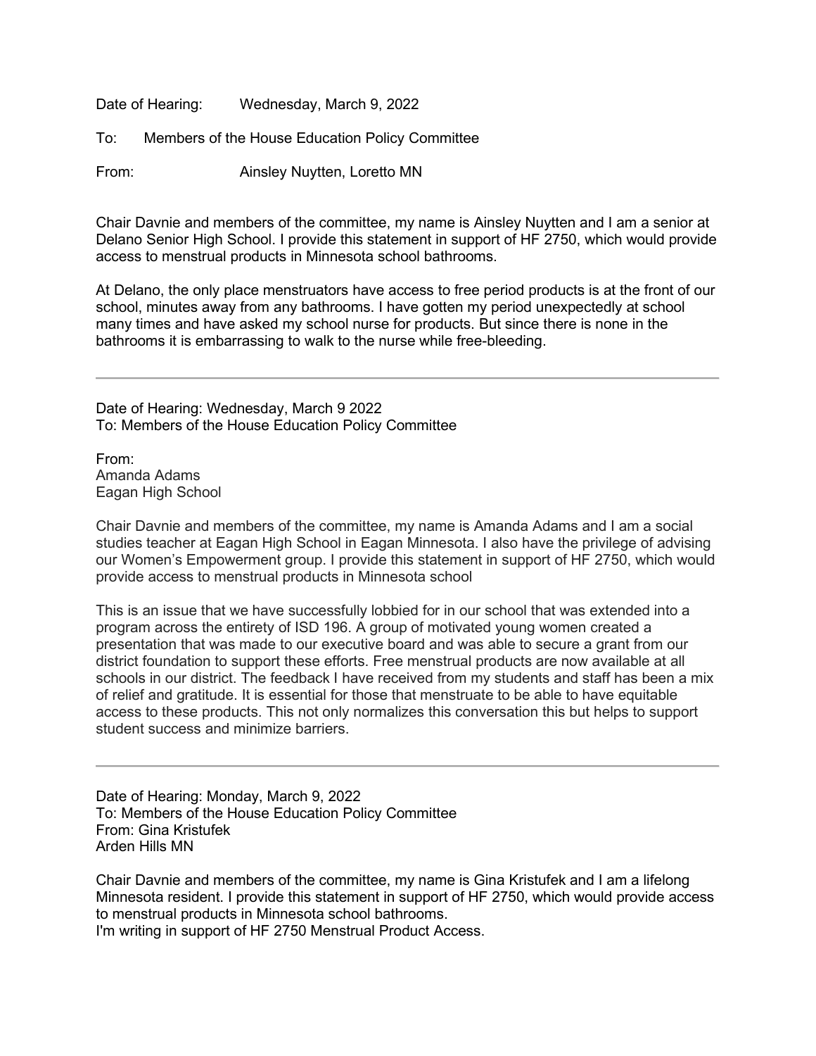Date of Hearing: Wednesday, March 9, 2022

To: Members of the House Education Policy Committee

From: Ainsley Nuytten, Loretto MN

Chair Davnie and members of the committee, my name is Ainsley Nuytten and I am a senior at Delano Senior High School. I provide this statement in support of HF 2750, which would provide access to menstrual products in Minnesota school bathrooms.

At Delano, the only place menstruators have access to free period products is at the front of our school, minutes away from any bathrooms. I have gotten my period unexpectedly at school many times and have asked my school nurse for products. But since there is none in the bathrooms it is embarrassing to walk to the nurse while free-bleeding.

---

Date of Hearing: Wednesday, March 9 2022
To: Members of the House Education Policy Committee

From:
Amanda Adams
Eagan High School

Chair Davnie and members of the committee, my name is Amanda Adams and I am a social studies teacher at Eagan High School in Eagan Minnesota. I also have the privilege of advising our Women's Empowerment group. I provide this statement in support of HF 2750, which would provide access to menstrual products in Minnesota school

This is an issue that we have successfully lobbied for in our school that was extended into a program across the entirety of ISD 196. A group of motivated young women created a presentation that was made to our executive board and was able to secure a grant from our district foundation to support these efforts. Free menstrual products are now available at all schools in our district. The feedback I have received from my students and staff has been a mix of relief and gratitude. It is essential for those that menstruate to be able to have equitable access to these products. This not only normalizes this conversation this but helps to support student success and minimize barriers.

---

Date of Hearing: Monday, March 9, 2022
To: Members of the House Education Policy Committee
From: Gina Kristufek
Arden Hills MN

Chair Davnie and members of the committee, my name is Gina Kristufek and I am a lifelong Minnesota resident. I provide this statement in support of HF 2750, which would provide access to menstrual products in Minnesota school bathrooms.
I'm writing in support of HF 2750 Menstrual Product Access.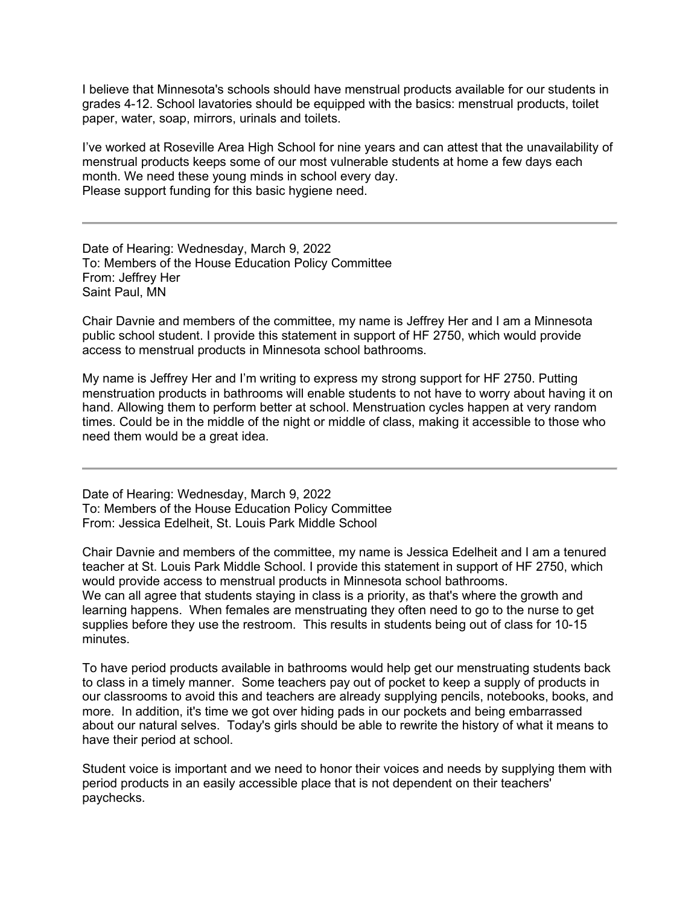I believe that Minnesota's schools should have menstrual products available for our students in grades 4-12. School lavatories should be equipped with the basics: menstrual products, toilet paper, water, soap, mirrors, urinals and toilets.

I've worked at Roseville Area High School for nine years and can attest that the unavailability of menstrual products keeps some of our most vulnerable students at home a few days each month. We need these young minds in school every day.
Please support funding for this basic hygiene need.

---

Date of Hearing: Wednesday, March 9, 2022
To: Members of the House Education Policy Committee
From: Jeffrey Her
Saint Paul, MN

Chair Davnie and members of the committee, my name is Jeffrey Her and I am a Minnesota public school student. I provide this statement in support of HF 2750, which would provide access to menstrual products in Minnesota school bathrooms.

My name is Jeffrey Her and I'm writing to express my strong support for HF 2750. Putting menstruation products in bathrooms will enable students to not have to worry about having it on hand. Allowing them to perform better at school. Menstruation cycles happen at very random times. Could be in the middle of the night or middle of class, making it accessible to those who need them would be a great idea.

---

Date of Hearing: Wednesday, March 9, 2022
To: Members of the House Education Policy Committee
From: Jessica Edelheit, St. Louis Park Middle School

Chair Davnie and members of the committee, my name is Jessica Edelheit and I am a tenured teacher at St. Louis Park Middle School. I provide this statement in support of HF 2750, which would provide access to menstrual products in Minnesota school bathrooms.
We can all agree that students staying in class is a priority, as that's where the growth and learning happens. When females are menstruating they often need to go to the nurse to get supplies before they use the restroom. This results in students being out of class for 10-15 minutes.

To have period products available in bathrooms would help get our menstruating students back to class in a timely manner. Some teachers pay out of pocket to keep a supply of products in our classrooms to avoid this and teachers are already supplying pencils, notebooks, books, and more. In addition, it's time we got over hiding pads in our pockets and being embarrassed about our natural selves. Today's girls should be able to rewrite the history of what it means to have their period at school.

Student voice is important and we need to honor their voices and needs by supplying them with period products in an easily accessible place that is not dependent on their teachers' paychecks.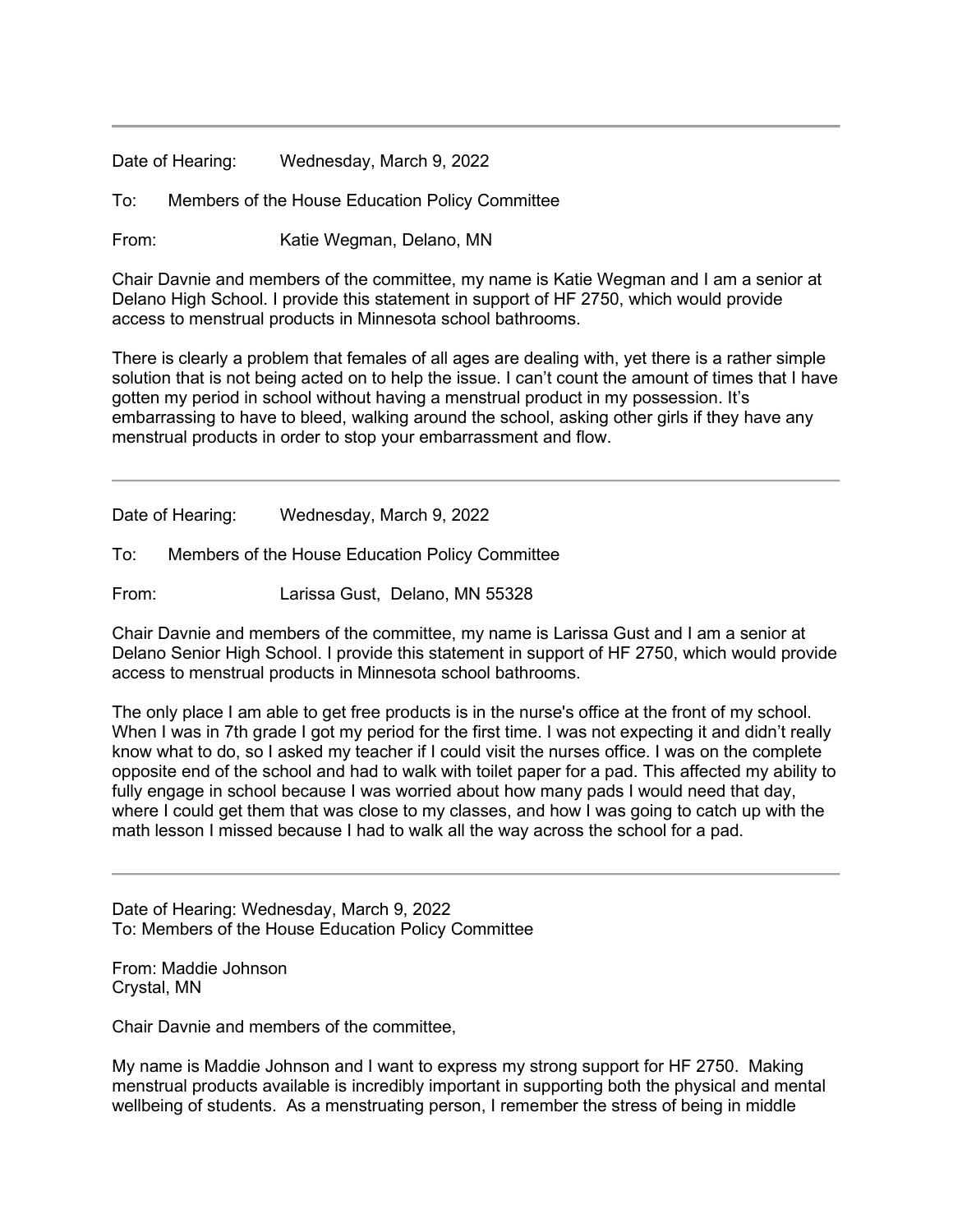---

Date of Hearing: Wednesday, March 9, 2022

To: Members of the House Education Policy Committee

From: Katie Wegman, Delano, MN

Chair Davnie and members of the committee, my name is Katie Wegman and I am a senior at Delano High School. I provide this statement in support of HF 2750, which would provide access to menstrual products in Minnesota school bathrooms.

There is clearly a problem that females of all ages are dealing with, yet there is a rather simple solution that is not being acted on to help the issue. I can't count the amount of times that I have gotten my period in school without having a menstrual product in my possession. It's embarrassing to have to bleed, walking around the school, asking other girls if they have any menstrual products in order to stop your embarrassment and flow.

---

Date of Hearing: Wednesday, March 9, 2022

To: Members of the House Education Policy Committee

From: Larissa Gust, Delano, MN 55328

Chair Davnie and members of the committee, my name is Larissa Gust and I am a senior at Delano Senior High School. I provide this statement in support of HF 2750, which would provide access to menstrual products in Minnesota school bathrooms.

The only place I am able to get free products is in the nurse's office at the front of my school. When I was in 7th grade I got my period for the first time. I was not expecting it and didn't really know what to do, so I asked my teacher if I could visit the nurses office. I was on the complete opposite end of the school and had to walk with toilet paper for a pad. This affected my ability to fully engage in school because I was worried about how many pads I would need that day, where I could get them that was close to my classes, and how I was going to catch up with the math lesson I missed because I had to walk all the way across the school for a pad.

---

Date of Hearing: Wednesday, March 9, 2022
To: Members of the House Education Policy Committee

From: Maddie Johnson
Crystal, MN

Chair Davnie and members of the committee,

My name is Maddie Johnson and I want to express my strong support for HF 2750. Making menstrual products available is incredibly important in supporting both the physical and mental wellbeing of students. As a menstruating person, I remember the stress of being in middle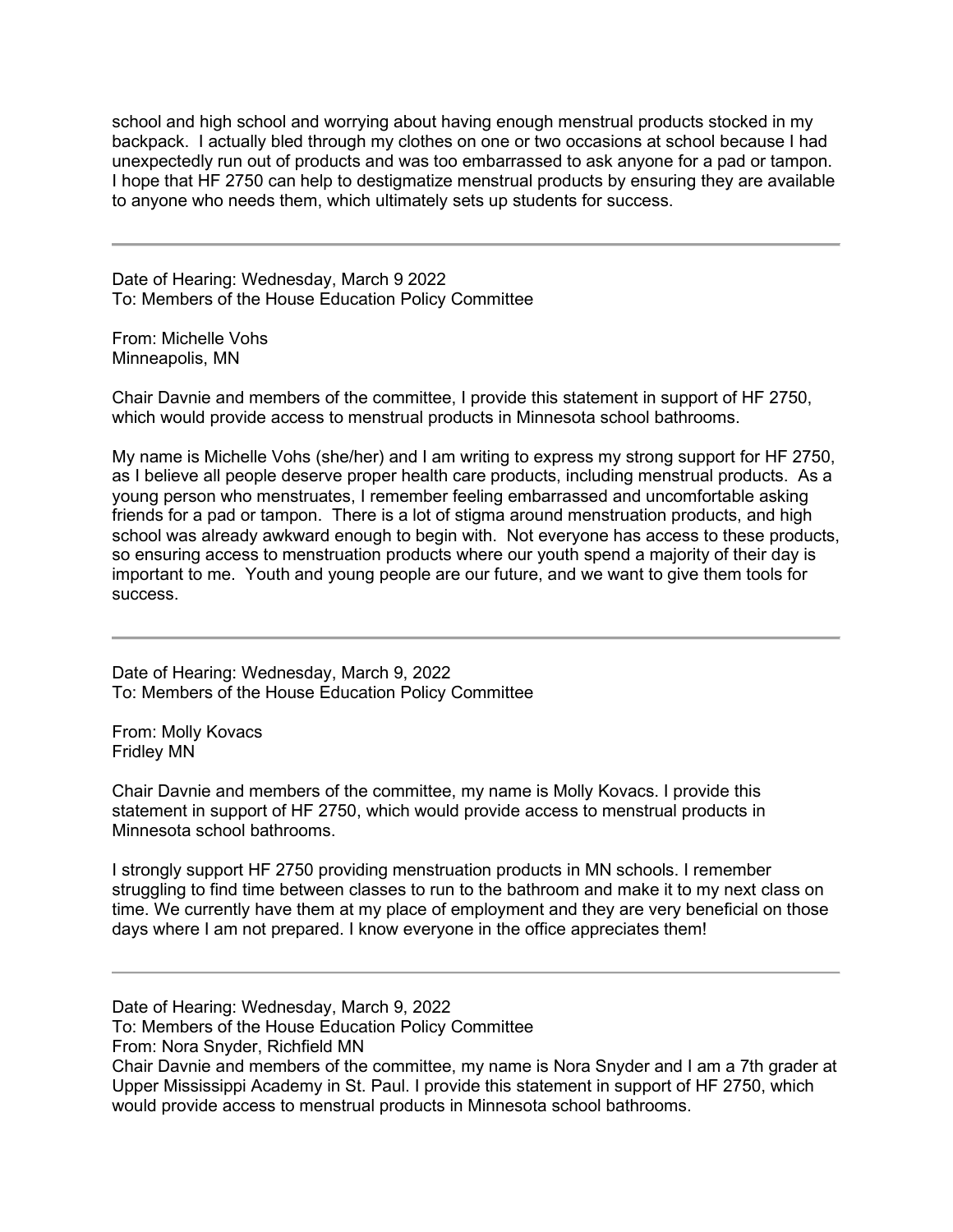school and high school and worrying about having enough menstrual products stocked in my backpack. I actually bled through my clothes on one or two occasions at school because I had unexpectedly run out of products and was too embarrassed to ask anyone for a pad or tampon. I hope that HF 2750 can help to destigmatize menstrual products by ensuring they are available to anyone who needs them, which ultimately sets up students for success.

---

Date of Hearing: Wednesday, March 9 2022
To: Members of the House Education Policy Committee

From: Michelle Vohs
Minneapolis, MN

Chair Davnie and members of the committee, I provide this statement in support of HF 2750, which would provide access to menstrual products in Minnesota school bathrooms.

My name is Michelle Vohs (she/her) and I am writing to express my strong support for HF 2750, as I believe all people deserve proper health care products, including menstrual products. As a young person who menstruates, I remember feeling embarrassed and uncomfortable asking friends for a pad or tampon. There is a lot of stigma around menstruation products, and high school was already awkward enough to begin with. Not everyone has access to these products, so ensuring access to menstruation products where our youth spend a majority of their day is important to me. Youth and young people are our future, and we want to give them tools for success.

---

Date of Hearing: Wednesday, March 9, 2022
To: Members of the House Education Policy Committee

From: Molly Kovacs
Fridley MN

Chair Davnie and members of the committee, my name is Molly Kovacs. I provide this statement in support of HF 2750, which would provide access to menstrual products in Minnesota school bathrooms.

I strongly support HF 2750 providing menstruation products in MN schools. I remember struggling to find time between classes to run to the bathroom and make it to my next class on time. We currently have them at my place of employment and they are very beneficial on those days where I am not prepared. I know everyone in the office appreciates them!

---

Date of Hearing: Wednesday, March 9, 2022
To: Members of the House Education Policy Committee
From: Nora Snyder, Richfield MN
Chair Davnie and members of the committee, my name is Nora Snyder and I am a 7th grader at Upper Mississippi Academy in St. Paul. I provide this statement in support of HF 2750, which would provide access to menstrual products in Minnesota school bathrooms.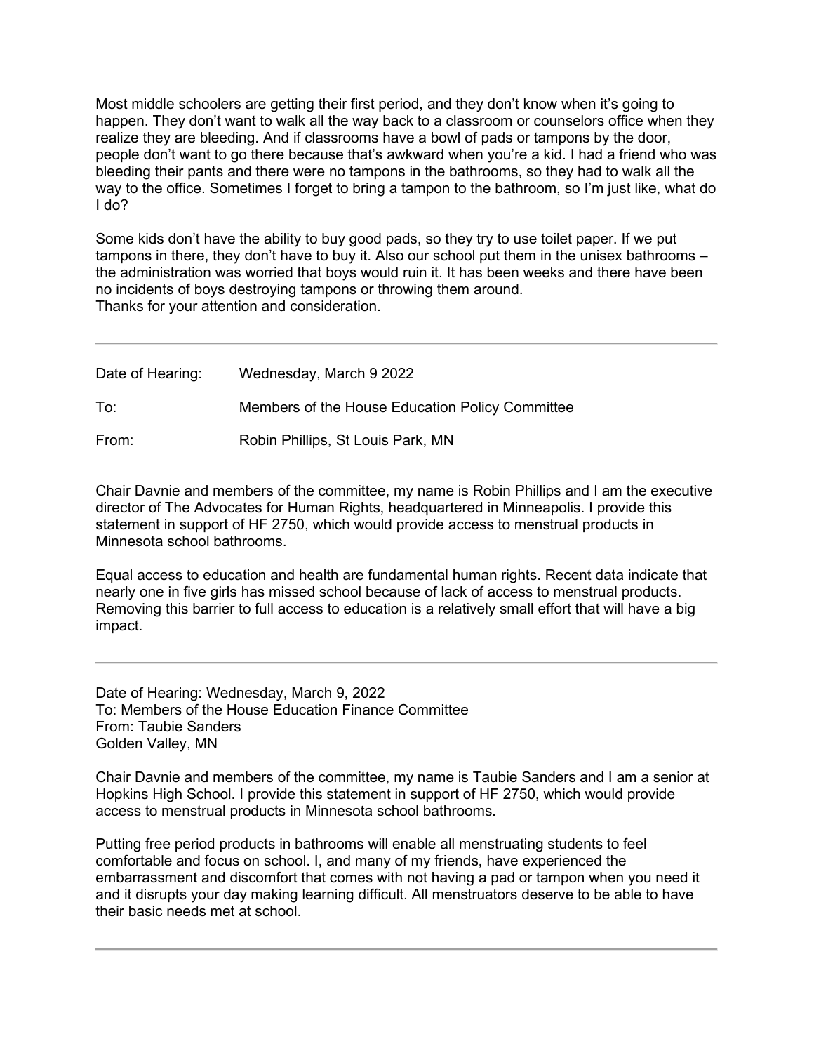Most middle schoolers are getting their first period, and they don't know when it's going to happen. They don't want to walk all the way back to a classroom or counselors office when they realize they are bleeding. And if classrooms have a bowl of pads or tampons by the door, people don't want to go there because that's awkward when you're a kid. I had a friend who was bleeding their pants and there were no tampons in the bathrooms, so they had to walk all the way to the office. Sometimes I forget to bring a tampon to the bathroom, so I'm just like, what do I do?

Some kids don't have the ability to buy good pads, so they try to use toilet paper. If we put tampons in there, they don't have to buy it. Also our school put them in the unisex bathrooms – the administration was worried that boys would ruin it. It has been weeks and there have been no incidents of boys destroying tampons or throwing them around.
Thanks for your attention and consideration.

---

| | |
|---|---|
| Date of Hearing: | Wednesday, March 9 2022 |
| To: | Members of the House Education Policy Committee |
| From: | Robin Phillips, St Louis Park, MN |

Chair Davnie and members of the committee, my name is Robin Phillips and I am the executive director of The Advocates for Human Rights, headquartered in Minneapolis. I provide this statement in support of HF 2750, which would provide access to menstrual products in Minnesota school bathrooms.

Equal access to education and health are fundamental human rights. Recent data indicate that nearly one in five girls has missed school because of lack of access to menstrual products. Removing this barrier to full access to education is a relatively small effort that will have a big impact.

---

Date of Hearing: Wednesday, March 9, 2022
To: Members of the House Education Finance Committee
From: Taubie Sanders
Golden Valley, MN

Chair Davnie and members of the committee, my name is Taubie Sanders and I am a senior at Hopkins High School. I provide this statement in support of HF 2750, which would provide access to menstrual products in Minnesota school bathrooms.

Putting free period products in bathrooms will enable all menstruating students to feel comfortable and focus on school. I, and many of my friends, have experienced the embarrassment and discomfort that comes with not having a pad or tampon when you need it and it disrupts your day making learning difficult. All menstruators deserve to be able to have their basic needs met at school.

---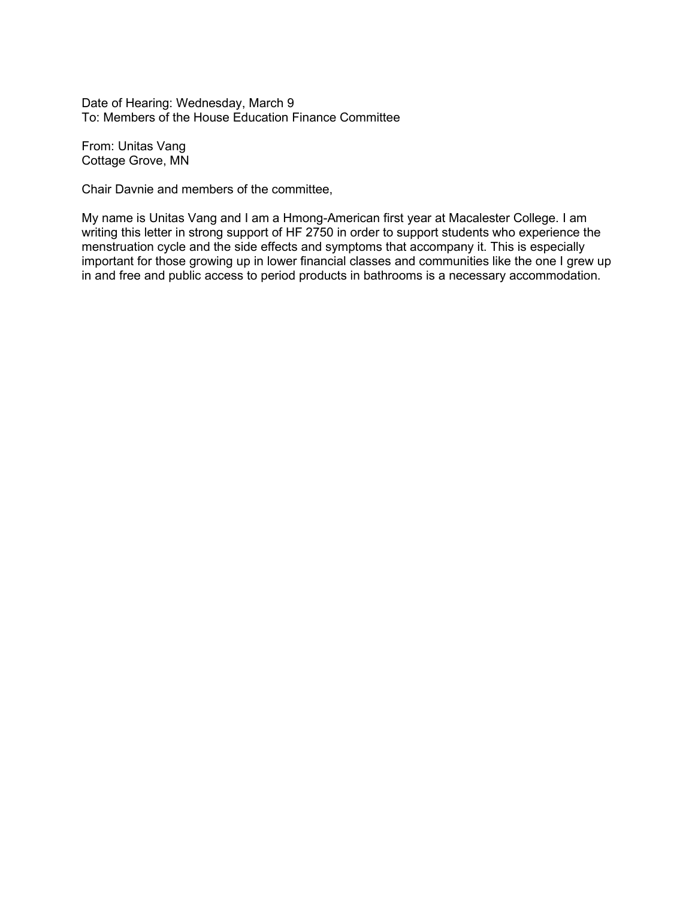Date of Hearing: Wednesday, March 9
To: Members of the House Education Finance Committee

From: Unitas Vang
Cottage Grove, MN

Chair Davnie and members of the committee,

My name is Unitas Vang and I am a Hmong-American first year at Macalester College. I am writing this letter in strong support of HF 2750 in order to support students who experience the menstruation cycle and the side effects and symptoms that accompany it. This is especially important for those growing up in lower financial classes and communities like the one I grew up in and free and public access to period products in bathrooms is a necessary accommodation.